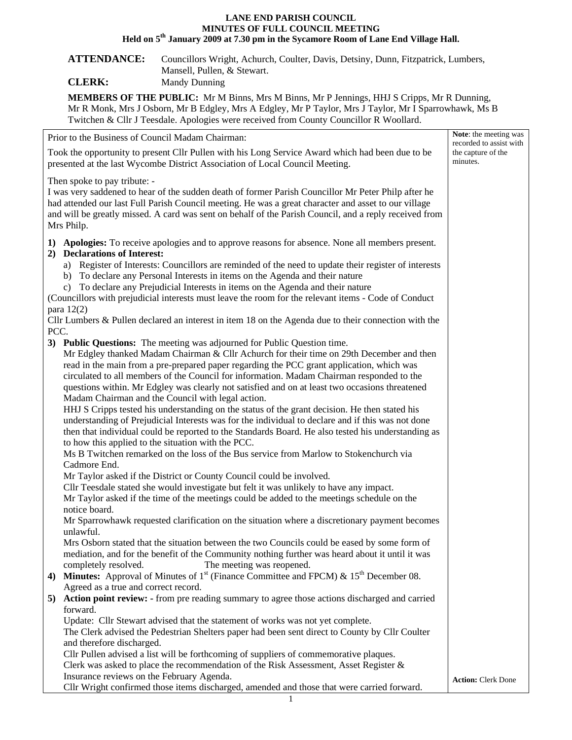# LANE END PARISH COUNCIL
## MINUTES OF FULL COUNCIL MEETING
### Held on 5th January 2009 at 7.30 pm in the Sycamore Room of Lane End Village Hall.

**ATTENDANCE:** Councillors Wright, Achurch, Coulter, Davis, Detsiny, Dunn, Fitzpatrick, Lumbers, Mansell, Pullen, & Stewart.

**CLERK:** Mandy Dunning

**MEMBERS OF THE PUBLIC:** Mr M Binns, Mrs M Binns, Mr P Jennings, HHJ S Cripps, Mr R Dunning, Mr R Monk, Mrs J Osborn, Mr B Edgley, Mrs A Edgley, Mr P Taylor, Mrs J Taylor, Mr I Sparrowhawk, Ms B Twitchen & Cllr J Teesdale. Apologies were received from County Councillor R Woollard.

**Note**: the meeting was recorded to assist with the capture of the minutes.

Prior to the Business of Council Madam Chairman:

Took the opportunity to present Cllr Pullen with his Long Service Award which had been due to be presented at the last Wycombe District Association of Local Council Meeting.

Then spoke to pay tribute: -
I was very saddened to hear of the sudden death of former Parish Councillor Mr Peter Philp after he had attended our last Full Parish Council meeting. He was a great character and asset to our village and will be greatly missed. A card was sent on behalf of the Parish Council, and a reply received from Mrs Philp.

1) **Apologies:** To receive apologies and to approve reasons for absence. None all members present.
2) **Declarations of Interest:**
   a) Register of Interests: Councillors are reminded of the need to update their register of interests
   b) To declare any Personal Interests in items on the Agenda and their nature
   c) To declare any Prejudicial Interests in items on the Agenda and their nature

(Councillors with prejudicial interests must leave the room for the relevant items - Code of Conduct para 12(2)

Cllr Lumbers & Pullen declared an interest in item 18 on the Agenda due to their connection with the PCC.

3) **Public Questions:** The meeting was adjourned for Public Question time.
   Mr Edgley thanked Madam Chairman & Cllr Achurch for their time on 29th December and then read in the main from a pre-prepared paper regarding the PCC grant application, which was circulated to all members of the Council for information. Madam Chairman responded to the questions within. Mr Edgley was clearly not satisfied and on at least two occasions threatened Madam Chairman and the Council with legal action.
   HHJ S Cripps tested his understanding on the status of the grant decision. He then stated his understanding of Prejudicial Interests was for the individual to declare and if this was not done then that individual could be reported to the Standards Board. He also tested his understanding as to how this applied to the situation with the PCC.
   Ms B Twitchen remarked on the loss of the Bus service from Marlow to Stokenchurch via Cadmore End.
   Mr Taylor asked if the District or County Council could be involved.
   Cllr Teesdale stated she would investigate but felt it was unlikely to have any impact.
   Mr Taylor asked if the time of the meetings could be added to the meetings schedule on the notice board.
   Mr Sparrowhawk requested clarification on the situation where a discretionary payment becomes unlawful.
   Mrs Osborn stated that the situation between the two Councils could be eased by some form of mediation, and for the benefit of the Community nothing further was heard about it until it was completely resolved. The meeting was reopened.
4) **Minutes:** Approval of Minutes of 1st (Finance Committee and FPCM) & 15th December 08. Agreed as a true and correct record.
5) **Action point review: -** from pre reading summary to agree those actions discharged and carried forward.
   Update: Cllr Stewart advised that the statement of works was not yet complete.
   The Clerk advised the Pedestrian Shelters paper had been sent direct to County by Cllr Coulter and therefore discharged.
   Cllr Pullen advised a list will be forthcoming of suppliers of commemorative plaques.
   Clerk was asked to place the recommendation of the Risk Assessment, Asset Register & Insurance reviews on the February Agenda. **Action:** Clerk Done
   Cllr Wright confirmed those items discharged, amended and those that were carried forward.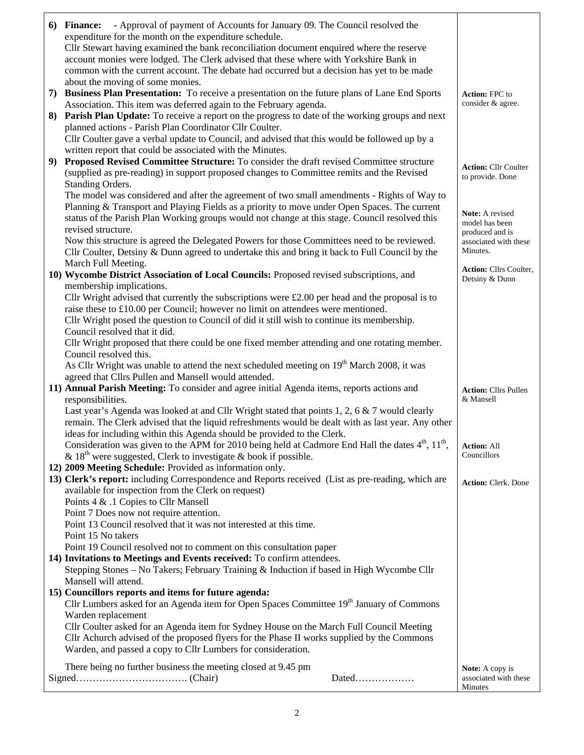| | |
|---|---|
| **6) Finance:** - Approval of payment of Accounts for January 09. The Council resolved the expenditure for the month on the expenditure schedule.<br>Cllr Stewart having examined the bank reconciliation document enquired where the reserve account monies were lodged. The Clerk advised that these where with Yorkshire Bank in common with the current account. The debate had occurred but a decision has yet to be made about the moving of some monies. | |
| **7) Business Plan Presentation:** To receive a presentation on the future plans of Lane End Sports Association. This item was deferred again to the February agenda. | **Action:** FPC to consider & agree. |
| **8) Parish Plan Update:** To receive a report on the progress to date of the working groups and next planned actions - Parish Plan Coordinator Cllr Coulter.<br>Cllr Coulter gave a verbal update to Council, and advised that this would be followed up by a written report that could be associated with the Minutes. | **Action:** Cllr Coulter to provide. Done |
| **9) Proposed Revised Committee Structure:** To consider the draft revised Committee structure (supplied as pre-reading) in support proposed changes to Committee remits and the Revised Standing Orders.<br>The model was considered and after the agreement of two small amendments - Rights of Way to Planning & Transport and Playing Fields as a priority to move under Open Spaces. The current status of the Parish Plan Working groups would not change at this stage. Council resolved this revised structure.<br>Now this structure is agreed the Delegated Powers for those Committees need to be reviewed. Cllr Coulter, Detsiny & Dunn agreed to undertake this and bring it back to Full Council by the March Full Meeting. | **Note:** A revised model has been produced and is associated with these Minutes.<br><br>**Action:** Cllrs Coulter, Detsiny & Dunn |
| **10) Wycombe District Association of Local Councils:** Proposed revised subscriptions, and membership implications.<br>Cllr Wright advised that currently the subscriptions were £2.00 per head and the proposal is to raise these to £10.00 per Council; however no limit on attendees were mentioned.<br>Cllr Wright posed the question to Council of did it still wish to continue its membership. Council resolved that it did.<br>Cllr Wright proposed that there could be one fixed member attending and one rotating member. Council resolved this.<br>As Cllr Wright was unable to attend the next scheduled meeting on 19th March 2008, it was agreed that Cllrs Pullen and Mansell would attended. | **Action:** Cllrs Pullen & Mansell |
| **11) Annual Parish Meeting:** To consider and agree initial Agenda items, reports actions and responsibilities.<br>Last year's Agenda was looked at and Cllr Wright stated that points 1, 2, 6 & 7 would clearly remain. The Clerk advised that the liquid refreshments would be dealt with as last year. Any other ideas for including within this Agenda should be provided to the Clerk.<br>Consideration was given to the APM for 2010 being held at Cadmore End Hall the dates 4th, 11th, & 18th were suggested, Clerk to investigate & book if possible. | **Action:** All Councillors<br><br>**Action:** Clerk. Done |
| **12) 2009 Meeting Schedule:** Provided as information only. | |
| **13) Clerk's report:** including Correspondence and Reports received (List as pre-reading, which are available for inspection from the Clerk on request)<br>Points 4 & .1 Copies to Cllr Mansell<br>Point 7 Does now not require attention.<br>Point 13 Council resolved that it was not interested at this time.<br>Point 15 No takers<br>Point 19 Council resolved not to comment on this consultation paper | |
| **14) Invitations to Meetings and Events received:** To confirm attendees.<br>Stepping Stones – No Takers; February Training & Induction if based in High Wycombe Cllr Mansell will attend. | |
| **15) Councillors reports and items for future agenda:**<br>Cllr Lumbers asked for an Agenda item for Open Spaces Committee 19th January of Commons Warden replacement<br>Cllr Coulter asked for an Agenda item for Sydney House on the March Full Council Meeting<br>Cllr Achurch advised of the proposed flyers for the Phase II works supplied by the Commons Warden, and passed a copy to Cllr Lumbers for consideration. | |
| There being no further business the meeting closed at 9.45 pm<br>Signed……………………………. (Chair) Dated……………… | **Note:** A copy is associated with these Minutes |